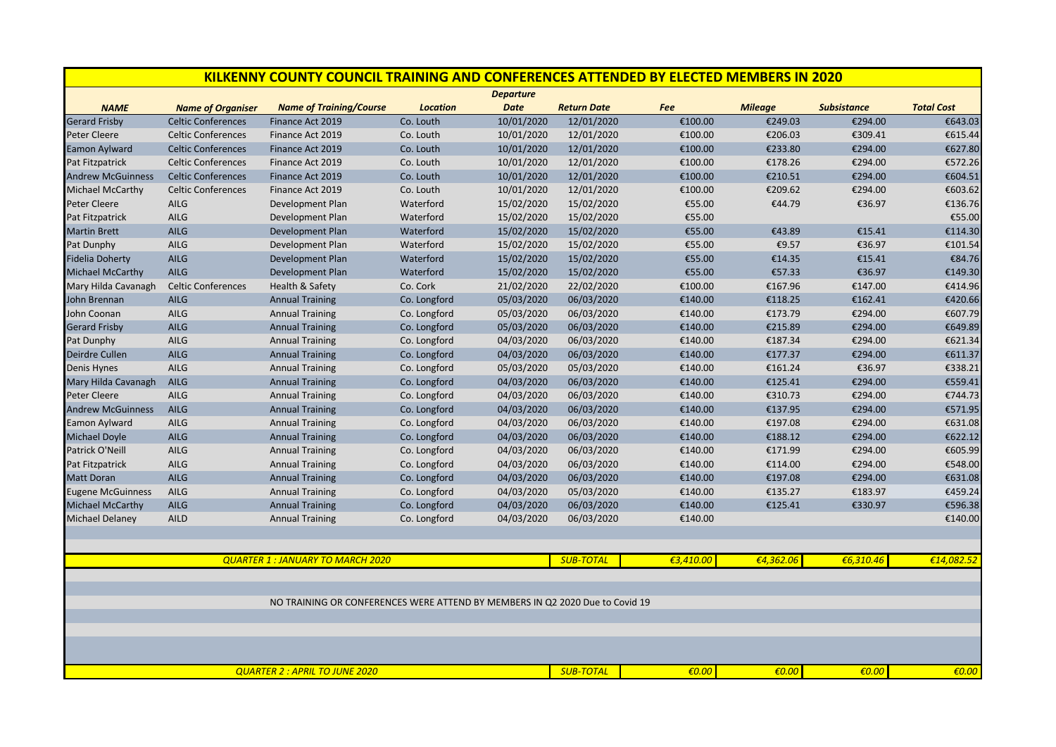# KILKENNY COUNTY COUNCIL TRAINING AND CONFERENCES ATTENDED BY ELECTED MEMBERS IN 2020

| NAME | Name of Organiser | Name of Training/Course | Location | Departure Date | Return Date | Fee | Mileage | Subsistance | Total Cost |
|---|---|---|---|---|---|---|---|---|---|
| Gerard Frisby | Celtic Conferences | Finance Act 2019 | Co. Louth | 10/01/2020 | 12/01/2020 | €100.00 | €249.03 | €294.00 | €643.03 |
| Peter Cleere | Celtic Conferences | Finance Act 2019 | Co. Louth | 10/01/2020 | 12/01/2020 | €100.00 | €206.03 | €309.41 | €615.44 |
| Eamon Aylward | Celtic Conferences | Finance Act 2019 | Co. Louth | 10/01/2020 | 12/01/2020 | €100.00 | €233.80 | €294.00 | €627.80 |
| Pat Fitzpatrick | Celtic Conferences | Finance Act 2019 | Co. Louth | 10/01/2020 | 12/01/2020 | €100.00 | €178.26 | €294.00 | €572.26 |
| Andrew McGuinness | Celtic Conferences | Finance Act 2019 | Co. Louth | 10/01/2020 | 12/01/2020 | €100.00 | €210.51 | €294.00 | €604.51 |
| Michael McCarthy | Celtic Conferences | Finance Act 2019 | Co. Louth | 10/01/2020 | 12/01/2020 | €100.00 | €209.62 | €294.00 | €603.62 |
| Peter Cleere | AILG | Development Plan | Waterford | 15/02/2020 | 15/02/2020 | €55.00 | €44.79 | €36.97 | €136.76 |
| Pat Fitzpatrick | AILG | Development Plan | Waterford | 15/02/2020 | 15/02/2020 | €55.00 | | | €55.00 |
| Martin Brett | AILG | Development Plan | Waterford | 15/02/2020 | 15/02/2020 | €55.00 | €43.89 | €15.41 | €114.30 |
| Pat Dunphy | AILG | Development Plan | Waterford | 15/02/2020 | 15/02/2020 | €55.00 | €9.57 | €36.97 | €101.54 |
| Fidelia Doherty | AILG | Development Plan | Waterford | 15/02/2020 | 15/02/2020 | €55.00 | €14.35 | €15.41 | €84.76 |
| Michael McCarthy | AILG | Development Plan | Waterford | 15/02/2020 | 15/02/2020 | €55.00 | €57.33 | €36.97 | €149.30 |
| Mary Hilda Cavanagh | Celtic Conferences | Health & Safety | Co. Cork | 21/02/2020 | 22/02/2020 | €100.00 | €167.96 | €147.00 | €414.96 |
| John Brennan | AILG | Annual Training | Co. Longford | 05/03/2020 | 06/03/2020 | €140.00 | €118.25 | €162.41 | €420.66 |
| John Coonan | AILG | Annual Training | Co. Longford | 05/03/2020 | 06/03/2020 | €140.00 | €173.79 | €294.00 | €607.79 |
| Gerard Frisby | AILG | Annual Training | Co. Longford | 05/03/2020 | 06/03/2020 | €140.00 | €215.89 | €294.00 | €649.89 |
| Pat Dunphy | AILG | Annual Training | Co. Longford | 04/03/2020 | 06/03/2020 | €140.00 | €187.34 | €294.00 | €621.34 |
| Deirdre Cullen | AILG | Annual Training | Co. Longford | 04/03/2020 | 06/03/2020 | €140.00 | €177.37 | €294.00 | €611.37 |
| Denis Hynes | AILG | Annual Training | Co. Longford | 05/03/2020 | 05/03/2020 | €140.00 | €161.24 | €36.97 | €338.21 |
| Mary Hilda Cavanagh | AILG | Annual Training | Co. Longford | 04/03/2020 | 06/03/2020 | €140.00 | €125.41 | €294.00 | €559.41 |
| Peter Cleere | AILG | Annual Training | Co. Longford | 04/03/2020 | 06/03/2020 | €140.00 | €310.73 | €294.00 | €744.73 |
| Andrew McGuinness | AILG | Annual Training | Co. Longford | 04/03/2020 | 06/03/2020 | €140.00 | €137.95 | €294.00 | €571.95 |
| Eamon Aylward | AILG | Annual Training | Co. Longford | 04/03/2020 | 06/03/2020 | €140.00 | €197.08 | €294.00 | €631.08 |
| Michael Doyle | AILG | Annual Training | Co. Longford | 04/03/2020 | 06/03/2020 | €140.00 | €188.12 | €294.00 | €622.12 |
| Patrick O'Neill | AILG | Annual Training | Co. Longford | 04/03/2020 | 06/03/2020 | €140.00 | €171.99 | €294.00 | €605.99 |
| Pat Fitzpatrick | AILG | Annual Training | Co. Longford | 04/03/2020 | 06/03/2020 | €140.00 | €114.00 | €294.00 | €548.00 |
| Matt Doran | AILG | Annual Training | Co. Longford | 04/03/2020 | 06/03/2020 | €140.00 | €197.08 | €294.00 | €631.08 |
| Eugene McGuinness | AILG | Annual Training | Co. Longford | 04/03/2020 | 05/03/2020 | €140.00 | €135.27 | €183.97 | €459.24 |
| Michael McCarthy | AILG | Annual Training | Co. Longford | 04/03/2020 | 06/03/2020 | €140.00 | €125.41 | €330.97 | €596.38 |
| Michael Delaney | AILD | Annual Training | Co. Longford | 04/03/2020 | 06/03/2020 | €140.00 | | | €140.00 |
| | | | | | | | | | |
| | | QUARTER 1 : JANUARY TO MARCH 2020 | | | SUB-TOTAL | €3,410.00 | €4,362.06 | €6,310.46 | €14,082.52 |
| | | NO TRAINING OR CONFERENCES WERE ATTEND BY MEMBERS IN Q2 2020 Due to Covid 19 | | | | | | | |
| | | QUARTER 2 : APRIL TO JUNE 2020 | | | SUB-TOTAL | €0.00 | €0.00 | €0.00 | €0.00 |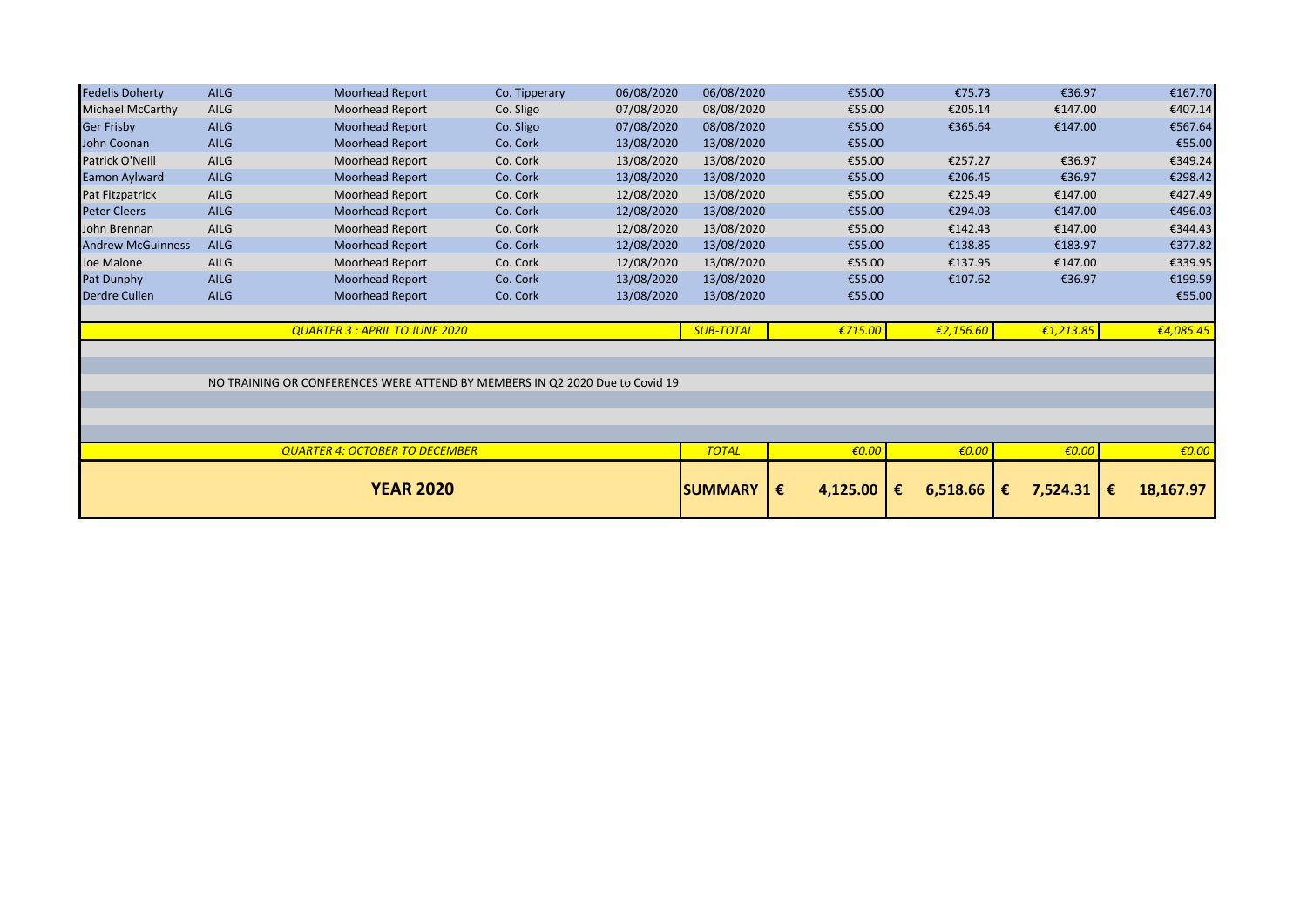| | | | | | | | | | |
|---|---|---|---|---|---|---|---|---|---|
| Fedelis Doherty | AILG | Moorhead Report | Co. Tipperary | 06/08/2020 | 06/08/2020 | €55.00 | €75.73 | €36.97 | €167.70 |
| Michael McCarthy | AILG | Moorhead Report | Co. Sligo | 07/08/2020 | 08/08/2020 | €55.00 | €205.14 | €147.00 | €407.14 |
| Ger Frisby | AILG | Moorhead Report | Co. Sligo | 07/08/2020 | 08/08/2020 | €55.00 | €365.64 | €147.00 | €567.64 |
| John Coonan | AILG | Moorhead Report | Co. Cork | 13/08/2020 | 13/08/2020 | €55.00 | | | €55.00 |
| Patrick O'Neill | AILG | Moorhead Report | Co. Cork | 13/08/2020 | 13/08/2020 | €55.00 | €257.27 | €36.97 | €349.24 |
| Eamon Aylward | AILG | Moorhead Report | Co. Cork | 13/08/2020 | 13/08/2020 | €55.00 | €206.45 | €36.97 | €298.42 |
| Pat Fitzpatrick | AILG | Moorhead Report | Co. Cork | 12/08/2020 | 13/08/2020 | €55.00 | €225.49 | €147.00 | €427.49 |
| Peter Cleers | AILG | Moorhead Report | Co. Cork | 12/08/2020 | 13/08/2020 | €55.00 | €294.03 | €147.00 | €496.03 |
| John Brennan | AILG | Moorhead Report | Co. Cork | 12/08/2020 | 13/08/2020 | €55.00 | €142.43 | €147.00 | €344.43 |
| Andrew McGuinness | AILG | Moorhead Report | Co. Cork | 12/08/2020 | 13/08/2020 | €55.00 | €138.85 | €183.97 | €377.82 |
| Joe Malone | AILG | Moorhead Report | Co. Cork | 12/08/2020 | 13/08/2020 | €55.00 | €137.95 | €147.00 | €339.95 |
| Pat Dunphy | AILG | Moorhead Report | Co. Cork | 13/08/2020 | 13/08/2020 | €55.00 | €107.62 | €36.97 | €199.59 |
| Derdre Cullen | AILG | Moorhead Report | Co. Cork | 13/08/2020 | 13/08/2020 | €55.00 | | | €55.00 |
| | | *QUARTER 3 : APRIL TO JUNE 2020* | | | *SUB-TOTAL* | *€715.00* | *€2,156.60* | *€1,213.85* | *€4,085.45* |
| | | NO TRAINING OR CONFERENCES WERE ATTEND BY MEMBERS IN Q2 2020 Due to Covid 19 | | | | | | | |
| | | *QUARTER 4: OCTOBER TO DECEMBER* | | | *TOTAL* | *€0.00* | *€0.00* | *€0.00* | *€0.00* |
| | | **YEAR 2020** | | | **SUMMARY** | **€ 4,125.00** | **€ 6,518.66** | **€ 7,524.31** | **€ 18,167.97** |